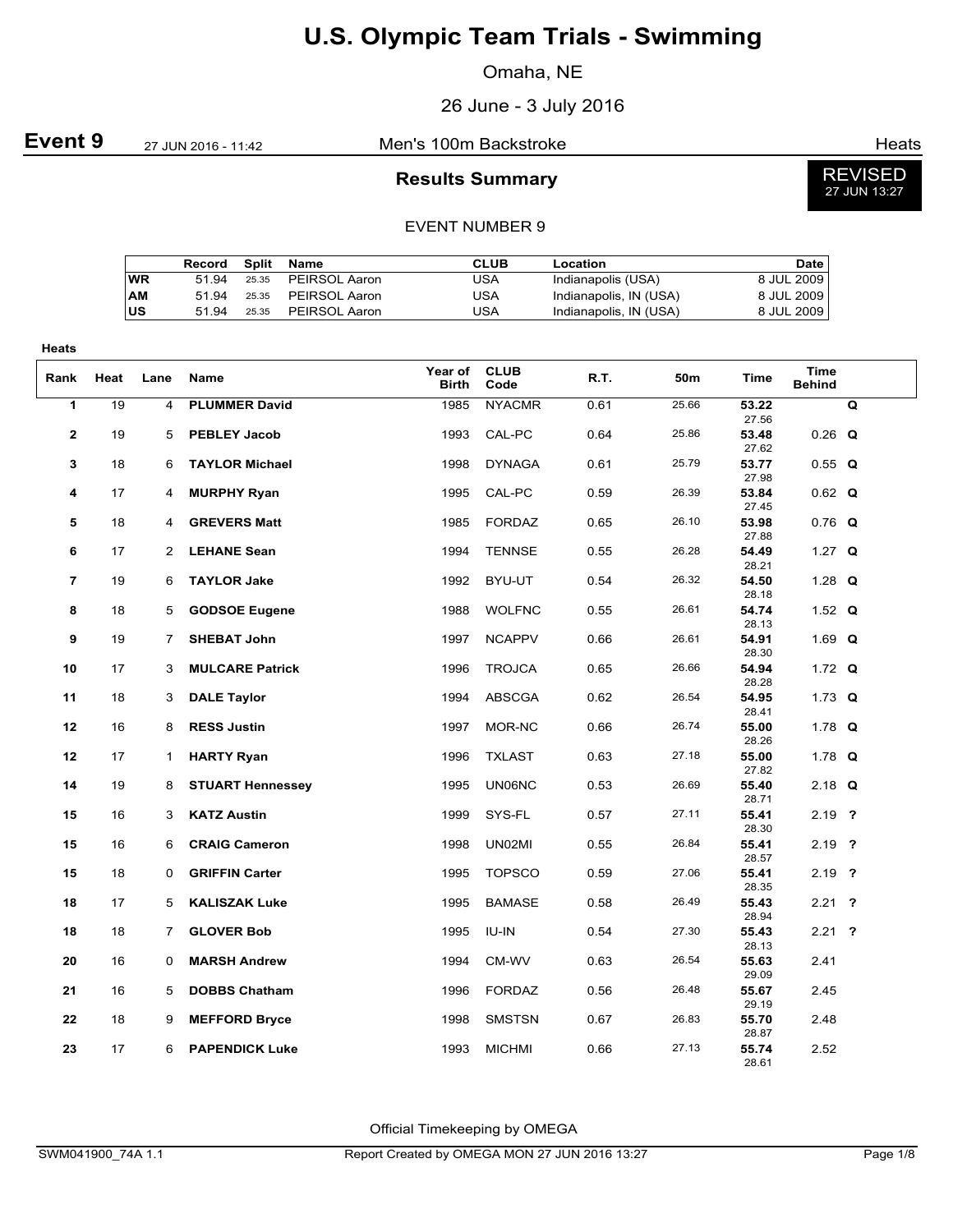# U.S. Olympic Team Trials - Swimming

Omaha, NE

26 June - 3 July 2016

**Event 9** 27 JUN 2016 - 11:42 Men's 100m Backstroke Heats

## Results Summary

REVISED
27 JUN 13:27

EVENT NUMBER 9

| | Record | Split | Name | CLUB | Location | Date |
|---|---|---|---|---|---|---|
| WR | 51.94 | 25.35 | PEIRSOL Aaron | USA | Indianapolis (USA) | 8 JUL 2009 |
| AM | 51.94 | 25.35 | PEIRSOL Aaron | USA | Indianapolis, IN (USA) | 8 JUL 2009 |
| US | 51.94 | 25.35 | PEIRSOL Aaron | USA | Indianapolis, IN (USA) | 8 JUL 2009 |

**Heats**

| Rank | Heat | Lane | Name | Year of Birth | CLUB Code | R.T. | 50m | Time | Time Behind | |
|---|---|---|---|---|---|---|---|---|---|---|
| 1 | 19 | 4 | **PLUMMER David** | 1985 | NYACMR | 0.61 | 25.66 | **53.22** 27.56 | | **Q** |
| 2 | 19 | 5 | **PEBLEY Jacob** | 1993 | CAL-PC | 0.64 | 25.86 | **53.48** 27.62 | 0.26 | **Q** |
| 3 | 18 | 6 | **TAYLOR Michael** | 1998 | DYNAGA | 0.61 | 25.79 | **53.77** 27.98 | 0.55 | **Q** |
| 4 | 17 | 4 | **MURPHY Ryan** | 1995 | CAL-PC | 0.59 | 26.39 | **53.84** 27.45 | 0.62 | **Q** |
| 5 | 18 | 4 | **GREVERS Matt** | 1985 | FORDAZ | 0.65 | 26.10 | **53.98** 27.88 | 0.76 | **Q** |
| 6 | 17 | 2 | **LEHANE Sean** | 1994 | TENNSE | 0.55 | 26.28 | **54.49** 28.21 | 1.27 | **Q** |
| 7 | 19 | 6 | **TAYLOR Jake** | 1992 | BYU-UT | 0.54 | 26.32 | **54.50** 28.18 | 1.28 | **Q** |
| 8 | 18 | 5 | **GODSOE Eugene** | 1988 | WOLFNC | 0.55 | 26.61 | **54.74** 28.13 | 1.52 | **Q** |
| 9 | 19 | 7 | **SHEBAT John** | 1997 | NCAPPV | 0.66 | 26.61 | **54.91** 28.30 | 1.69 | **Q** |
| 10 | 17 | 3 | **MULCARE Patrick** | 1996 | TROJCA | 0.65 | 26.66 | **54.94** 28.28 | 1.72 | **Q** |
| 11 | 18 | 3 | **DALE Taylor** | 1994 | ABSCGA | 0.62 | 26.54 | **54.95** 28.41 | 1.73 | **Q** |
| 12 | 16 | 8 | **RESS Justin** | 1997 | MOR-NC | 0.66 | 26.74 | **55.00** 28.26 | 1.78 | **Q** |
| 12 | 17 | 1 | **HARTY Ryan** | 1996 | TXLAST | 0.63 | 27.18 | **55.00** 27.82 | 1.78 | **Q** |
| 14 | 19 | 8 | **STUART Hennessey** | 1995 | UN06NC | 0.53 | 26.69 | **55.40** 28.71 | 2.18 | **Q** |
| 15 | 16 | 3 | **KATZ Austin** | 1999 | SYS-FL | 0.57 | 27.11 | **55.41** 28.30 | 2.19 | **?** |
| 15 | 16 | 6 | **CRAIG Cameron** | 1998 | UN02MI | 0.55 | 26.84 | **55.41** 28.57 | 2.19 | **?** |
| 15 | 18 | 0 | **GRIFFIN Carter** | 1995 | TOPSCO | 0.59 | 27.06 | **55.41** 28.35 | 2.19 | **?** |
| 18 | 17 | 5 | **KALISZAK Luke** | 1995 | BAMASE | 0.58 | 26.49 | **55.43** 28.94 | 2.21 | **?** |
| 18 | 18 | 7 | **GLOVER Bob** | 1995 | IU-IN | 0.54 | 27.30 | **55.43** 28.13 | 2.21 | **?** |
| 20 | 16 | 0 | **MARSH Andrew** | 1994 | CM-WV | 0.63 | 26.54 | **55.63** 29.09 | 2.41 | |
| 21 | 16 | 5 | **DOBBS Chatham** | 1996 | FORDAZ | 0.56 | 26.48 | **55.67** 29.19 | 2.45 | |
| 22 | 18 | 9 | **MEFFORD Bryce** | 1998 | SMSTSN | 0.67 | 26.83 | **55.70** 28.87 | 2.48 | |
| 23 | 17 | 6 | **PAPENDICK Luke** | 1993 | MICHMI | 0.66 | 27.13 | **55.74** 28.61 | 2.52 | |

Official Timekeeping by OMEGA

SWM041900_74A 1.1 Report Created by OMEGA MON 27 JUN 2016 13:27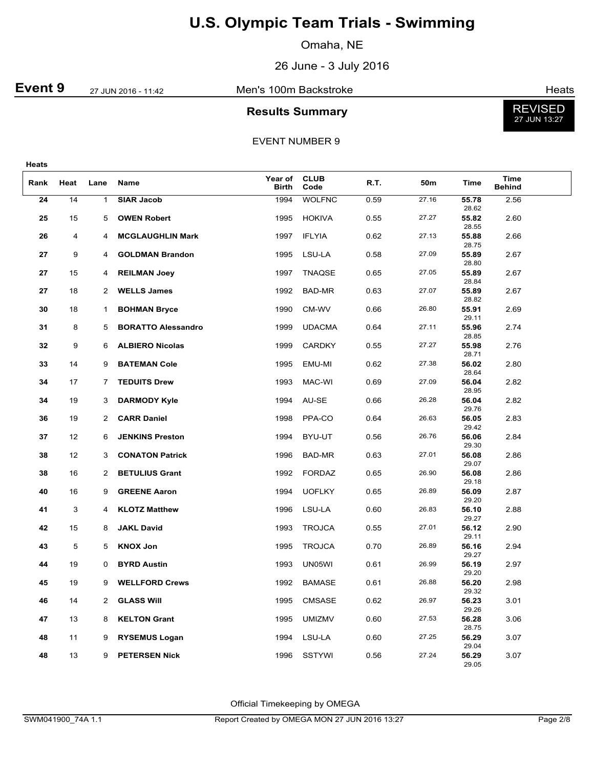# U.S. Olympic Team Trials - Swimming

Omaha, NE

26 June - 3 July 2016

**Event 9** 27 JUN 2016 - 11:42 Men's 100m Backstroke Heats

## Results Summary

REVISED 27 JUN 13:27

EVENT NUMBER 9

**Heats**

| Rank | Heat | Lane | Name | Year of Birth | CLUB Code | R.T. | 50m | Time | Time Behind |
|---|---|---|---|---|---|---|---|---|---|
| 24 | 14 | 1 | **SIAR Jacob** | 1994 | WOLFNC | 0.59 | 27.16 | **55.78** 28.62 | 2.56 |
| 25 | 15 | 5 | **OWEN Robert** | 1995 | HOKIVA | 0.55 | 27.27 | **55.82** 28.55 | 2.60 |
| 26 | 4 | 4 | **MCGLAUGHLIN Mark** | 1997 | IFLYIA | 0.62 | 27.13 | **55.88** 28.75 | 2.66 |
| 27 | 9 | 4 | **GOLDMAN Brandon** | 1995 | LSU-LA | 0.58 | 27.09 | **55.89** 28.80 | 2.67 |
| 27 | 15 | 4 | **REILMAN Joey** | 1997 | TNAQSE | 0.65 | 27.05 | **55.89** 28.84 | 2.67 |
| 27 | 18 | 2 | **WELLS James** | 1992 | BAD-MR | 0.63 | 27.07 | **55.89** 28.82 | 2.67 |
| 30 | 18 | 1 | **BOHMAN Bryce** | 1990 | CM-WV | 0.66 | 26.80 | **55.91** 29.11 | 2.69 |
| 31 | 8 | 5 | **BORATTO Alessandro** | 1999 | UDACMA | 0.64 | 27.11 | **55.96** 28.85 | 2.74 |
| 32 | 9 | 6 | **ALBIERO Nicolas** | 1999 | CARDKY | 0.55 | 27.27 | **55.98** 28.71 | 2.76 |
| 33 | 14 | 9 | **BATEMAN Cole** | 1995 | EMU-MI | 0.62 | 27.38 | **56.02** 28.64 | 2.80 |
| 34 | 17 | 7 | **TEDUITS Drew** | 1993 | MAC-WI | 0.69 | 27.09 | **56.04** 28.95 | 2.82 |
| 34 | 19 | 3 | **DARMODY Kyle** | 1994 | AU-SE | 0.66 | 26.28 | **56.04** 29.76 | 2.82 |
| 36 | 19 | 2 | **CARR Daniel** | 1998 | PPA-CO | 0.64 | 26.63 | **56.05** 29.42 | 2.83 |
| 37 | 12 | 6 | **JENKINS Preston** | 1994 | BYU-UT | 0.56 | 26.76 | **56.06** 29.30 | 2.84 |
| 38 | 12 | 3 | **CONATON Patrick** | 1996 | BAD-MR | 0.63 | 27.01 | **56.08** 29.07 | 2.86 |
| 38 | 16 | 2 | **BETULIUS Grant** | 1992 | FORDAZ | 0.65 | 26.90 | **56.08** 29.18 | 2.86 |
| 40 | 16 | 9 | **GREENE Aaron** | 1994 | UOFLKY | 0.65 | 26.89 | **56.09** 29.20 | 2.87 |
| 41 | 3 | 4 | **KLOTZ Matthew** | 1996 | LSU-LA | 0.60 | 26.83 | **56.10** 29.27 | 2.88 |
| 42 | 15 | 8 | **JAKL David** | 1993 | TROJCA | 0.55 | 27.01 | **56.12** 29.11 | 2.90 |
| 43 | 5 | 5 | **KNOX Jon** | 1995 | TROJCA | 0.70 | 26.89 | **56.16** 29.27 | 2.94 |
| 44 | 19 | 0 | **BYRD Austin** | 1993 | UN05WI | 0.61 | 26.99 | **56.19** 29.20 | 2.97 |
| 45 | 19 | 9 | **WELLFORD Crews** | 1992 | BAMASE | 0.61 | 26.88 | **56.20** 29.32 | 2.98 |
| 46 | 14 | 2 | **GLASS Will** | 1995 | CMSASE | 0.62 | 26.97 | **56.23** 29.26 | 3.01 |
| 47 | 13 | 8 | **KELTON Grant** | 1995 | UMIZMV | 0.60 | 27.53 | **56.28** 28.75 | 3.06 |
| 48 | 11 | 9 | **RYSEMUS Logan** | 1994 | LSU-LA | 0.60 | 27.25 | **56.29** 29.04 | 3.07 |
| 48 | 13 | 9 | **PETERSEN Nick** | 1996 | SSTYWI | 0.56 | 27.24 | **56.29** 29.05 | 3.07 |

Official Timekeeping by OMEGA

SWM041900_74A 1.1 Report Created by OMEGA MON 27 JUN 2016 13:27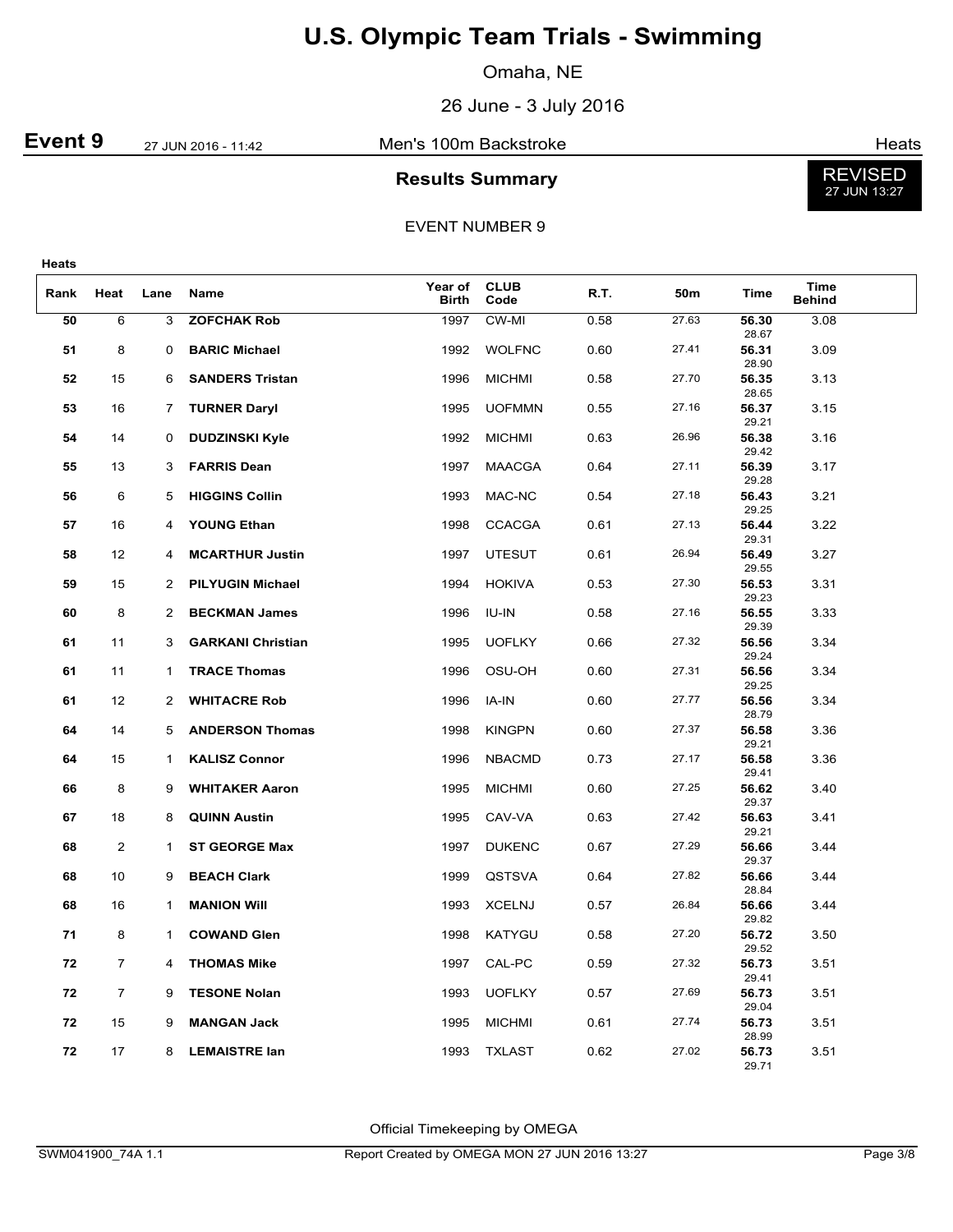# U.S. Olympic Team Trials - Swimming

Omaha, NE

26 June - 3 July 2016

**Event 9** 27 JUN 2016 - 11:42 Men's 100m Backstroke Heats

## Results Summary

REVISED 27 JUN 13:27

EVENT NUMBER 9

**Heats**

| Rank | Heat | Lane | Name | Year of Birth | CLUB Code | R.T. | 50m | Time | Time Behind |
|---|---|---|---|---|---|---|---|---|---|
| 50 | 6 | 3 | **ZOFCHAK Rob** | 1997 | CW-MI | 0.58 | 27.63 | **56.30** 28.67 | 3.08 |
| 51 | 8 | 0 | **BARIC Michael** | 1992 | WOLFNC | 0.60 | 27.41 | **56.31** 28.90 | 3.09 |
| 52 | 15 | 6 | **SANDERS Tristan** | 1996 | MICHMI | 0.58 | 27.70 | **56.35** 28.65 | 3.13 |
| 53 | 16 | 7 | **TURNER Daryl** | 1995 | UOFMMN | 0.55 | 27.16 | **56.37** 29.21 | 3.15 |
| 54 | 14 | 0 | **DUDZINSKI Kyle** | 1992 | MICHMI | 0.63 | 26.96 | **56.38** 29.42 | 3.16 |
| 55 | 13 | 3 | **FARRIS Dean** | 1997 | MAACGA | 0.64 | 27.11 | **56.39** 29.28 | 3.17 |
| 56 | 6 | 5 | **HIGGINS Collin** | 1993 | MAC-NC | 0.54 | 27.18 | **56.43** 29.25 | 3.21 |
| 57 | 16 | 4 | **YOUNG Ethan** | 1998 | CCACGA | 0.61 | 27.13 | **56.44** 29.31 | 3.22 |
| 58 | 12 | 4 | **MCARTHUR Justin** | 1997 | UTESUT | 0.61 | 26.94 | **56.49** 29.55 | 3.27 |
| 59 | 15 | 2 | **PILYUGIN Michael** | 1994 | HOKIVA | 0.53 | 27.30 | **56.53** 29.23 | 3.31 |
| 60 | 8 | 2 | **BECKMAN James** | 1996 | IU-IN | 0.58 | 27.16 | **56.55** 29.39 | 3.33 |
| 61 | 11 | 3 | **GARKANI Christian** | 1995 | UOFLKY | 0.66 | 27.32 | **56.56** 29.24 | 3.34 |
| 61 | 11 | 1 | **TRACE Thomas** | 1996 | OSU-OH | 0.60 | 27.31 | **56.56** 29.25 | 3.34 |
| 61 | 12 | 2 | **WHITACRE Rob** | 1996 | IA-IN | 0.60 | 27.77 | **56.56** 28.79 | 3.34 |
| 64 | 14 | 5 | **ANDERSON Thomas** | 1998 | KINGPN | 0.60 | 27.37 | **56.58** 29.21 | 3.36 |
| 64 | 15 | 1 | **KALISZ Connor** | 1996 | NBACMD | 0.73 | 27.17 | **56.58** 29.41 | 3.36 |
| 66 | 8 | 9 | **WHITAKER Aaron** | 1995 | MICHMI | 0.60 | 27.25 | **56.62** 29.37 | 3.40 |
| 67 | 18 | 8 | **QUINN Austin** | 1995 | CAV-VA | 0.63 | 27.42 | **56.63** 29.21 | 3.41 |
| 68 | 2 | 1 | **ST GEORGE Max** | 1997 | DUKENC | 0.67 | 27.29 | **56.66** 29.37 | 3.44 |
| 68 | 10 | 9 | **BEACH Clark** | 1999 | QSTSVA | 0.64 | 27.82 | **56.66** 28.84 | 3.44 |
| 68 | 16 | 1 | **MANION Will** | 1993 | XCELNJ | 0.57 | 26.84 | **56.66** 29.82 | 3.44 |
| 71 | 8 | 1 | **COWAND Glen** | 1998 | KATYGU | 0.58 | 27.20 | **56.72** 29.52 | 3.50 |
| 72 | 7 | 4 | **THOMAS Mike** | 1997 | CAL-PC | 0.59 | 27.32 | **56.73** 29.41 | 3.51 |
| 72 | 7 | 9 | **TESONE Nolan** | 1993 | UOFLKY | 0.57 | 27.69 | **56.73** 29.04 | 3.51 |
| 72 | 15 | 9 | **MANGAN Jack** | 1995 | MICHMI | 0.61 | 27.74 | **56.73** 28.99 | 3.51 |
| 72 | 17 | 8 | **LEMAISTRE Ian** | 1993 | TXLAST | 0.62 | 27.02 | **56.73** 29.71 | 3.51 |

Official Timekeeping by OMEGA

SWM041900_74A 1.1 Report Created by OMEGA MON 27 JUN 2016 13:27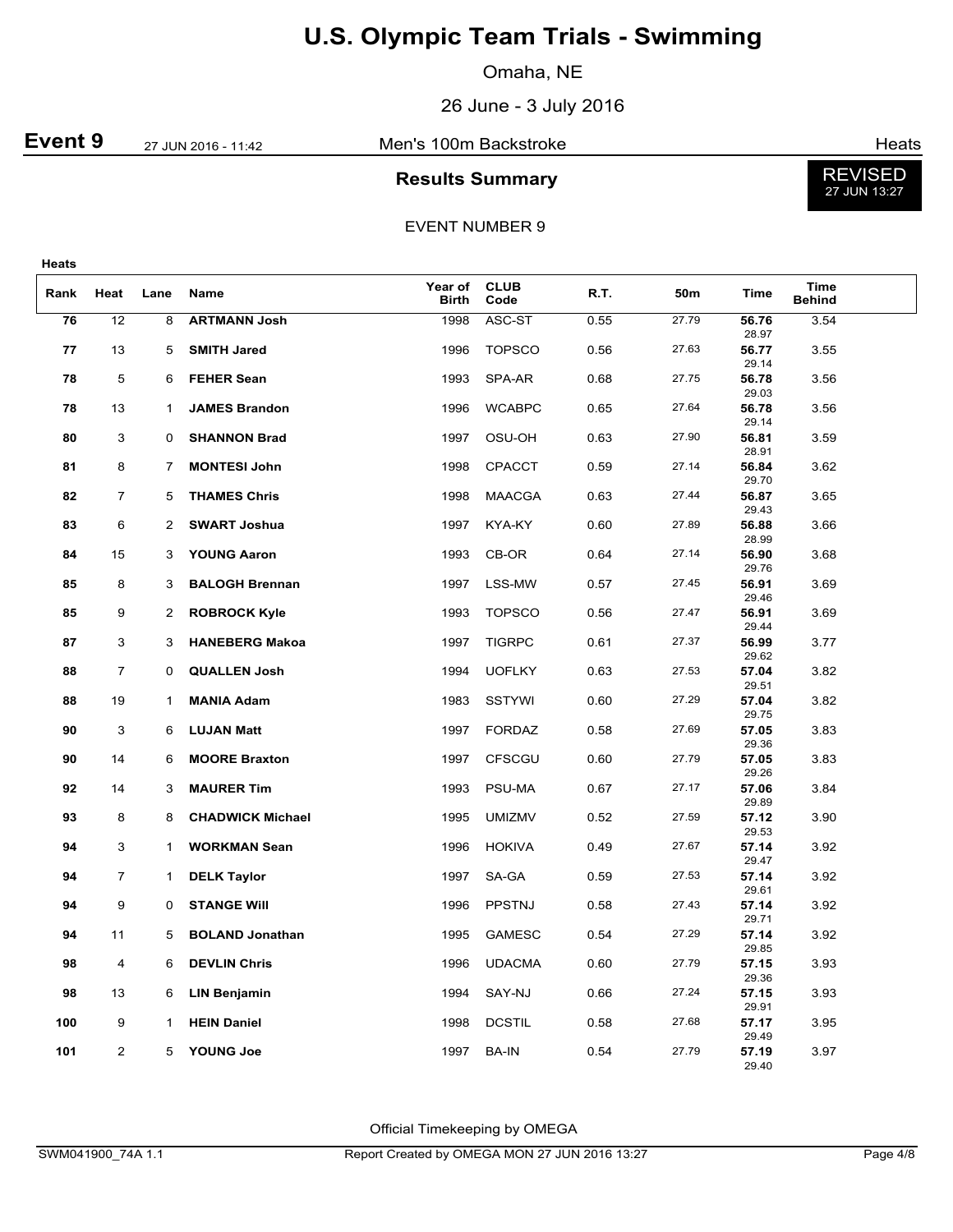# U.S. Olympic Team Trials - Swimming

Omaha, NE

26 June - 3 July 2016

**Event 9** 27 JUN 2016 - 11:42 Men's 100m Backstroke Heats

## Results Summary

REVISED 27 JUN 13:27

EVENT NUMBER 9

**Heats**

| Rank | Heat | Lane | Name | Year of Birth | CLUB Code | R.T. | 50m | Time | Time Behind |
|---|---|---|---|---|---|---|---|---|---|
| 76 | 12 | 8 | ARTMANN Josh | 1998 | ASC-ST | 0.55 | 27.79 | **56.76** 28.97 | 3.54 |
| 77 | 13 | 5 | SMITH Jared | 1996 | TOPSCO | 0.56 | 27.63 | **56.77** 29.14 | 3.55 |
| 78 | 5 | 6 | FEHER Sean | 1993 | SPA-AR | 0.68 | 27.75 | **56.78** 29.03 | 3.56 |
| 78 | 13 | 1 | JAMES Brandon | 1996 | WCABPC | 0.65 | 27.64 | **56.78** 29.14 | 3.56 |
| 80 | 3 | 0 | SHANNON Brad | 1997 | OSU-OH | 0.63 | 27.90 | **56.81** 28.91 | 3.59 |
| 81 | 8 | 7 | MONTESI John | 1998 | CPACCT | 0.59 | 27.14 | **56.84** 29.70 | 3.62 |
| 82 | 7 | 5 | THAMES Chris | 1998 | MAACGA | 0.63 | 27.44 | **56.87** 29.43 | 3.65 |
| 83 | 6 | 2 | SWART Joshua | 1997 | KYA-KY | 0.60 | 27.89 | **56.88** 28.99 | 3.66 |
| 84 | 15 | 3 | YOUNG Aaron | 1993 | CB-OR | 0.64 | 27.14 | **56.90** 29.76 | 3.68 |
| 85 | 8 | 3 | BALOGH Brennan | 1997 | LSS-MW | 0.57 | 27.45 | **56.91** 29.46 | 3.69 |
| 85 | 9 | 2 | ROBROCK Kyle | 1993 | TOPSCO | 0.56 | 27.47 | **56.91** 29.44 | 3.69 |
| 87 | 3 | 3 | HANEBERG Makoa | 1997 | TIGRPC | 0.61 | 27.37 | **56.99** 29.62 | 3.77 |
| 88 | 7 | 0 | QUALLEN Josh | 1994 | UOFLKY | 0.63 | 27.53 | **57.04** 29.51 | 3.82 |
| 88 | 19 | 1 | MANIA Adam | 1983 | SSTYWI | 0.60 | 27.29 | **57.04** 29.75 | 3.82 |
| 90 | 3 | 6 | LUJAN Matt | 1997 | FORDAZ | 0.58 | 27.69 | **57.05** 29.36 | 3.83 |
| 90 | 14 | 6 | MOORE Braxton | 1997 | CFSCGU | 0.60 | 27.79 | **57.05** 29.26 | 3.83 |
| 92 | 14 | 3 | MAURER Tim | 1993 | PSU-MA | 0.67 | 27.17 | **57.06** 29.89 | 3.84 |
| 93 | 8 | 8 | CHADWICK Michael | 1995 | UMIZMV | 0.52 | 27.59 | **57.12** 29.53 | 3.90 |
| 94 | 3 | 1 | WORKMAN Sean | 1996 | HOKIVA | 0.49 | 27.67 | **57.14** 29.47 | 3.92 |
| 94 | 7 | 1 | DELK Taylor | 1997 | SA-GA | 0.59 | 27.53 | **57.14** 29.61 | 3.92 |
| 94 | 9 | 0 | STANGE Will | 1996 | PPSTNJ | 0.58 | 27.43 | **57.14** 29.71 | 3.92 |
| 94 | 11 | 5 | BOLAND Jonathan | 1995 | GAMESC | 0.54 | 27.29 | **57.14** 29.85 | 3.92 |
| 98 | 4 | 6 | DEVLIN Chris | 1996 | UDACMA | 0.60 | 27.79 | **57.15** 29.36 | 3.93 |
| 98 | 13 | 6 | LIN Benjamin | 1994 | SAY-NJ | 0.66 | 27.24 | **57.15** 29.91 | 3.93 |
| 100 | 9 | 1 | HEIN Daniel | 1998 | DCSTIL | 0.58 | 27.68 | **57.17** 29.49 | 3.95 |
| 101 | 2 | 5 | YOUNG Joe | 1997 | BA-IN | 0.54 | 27.79 | **57.19** 29.40 | 3.97 |

Official Timekeeping by OMEGA

SWM041900_74A 1.1 Report Created by OMEGA MON 27 JUN 2016 13:27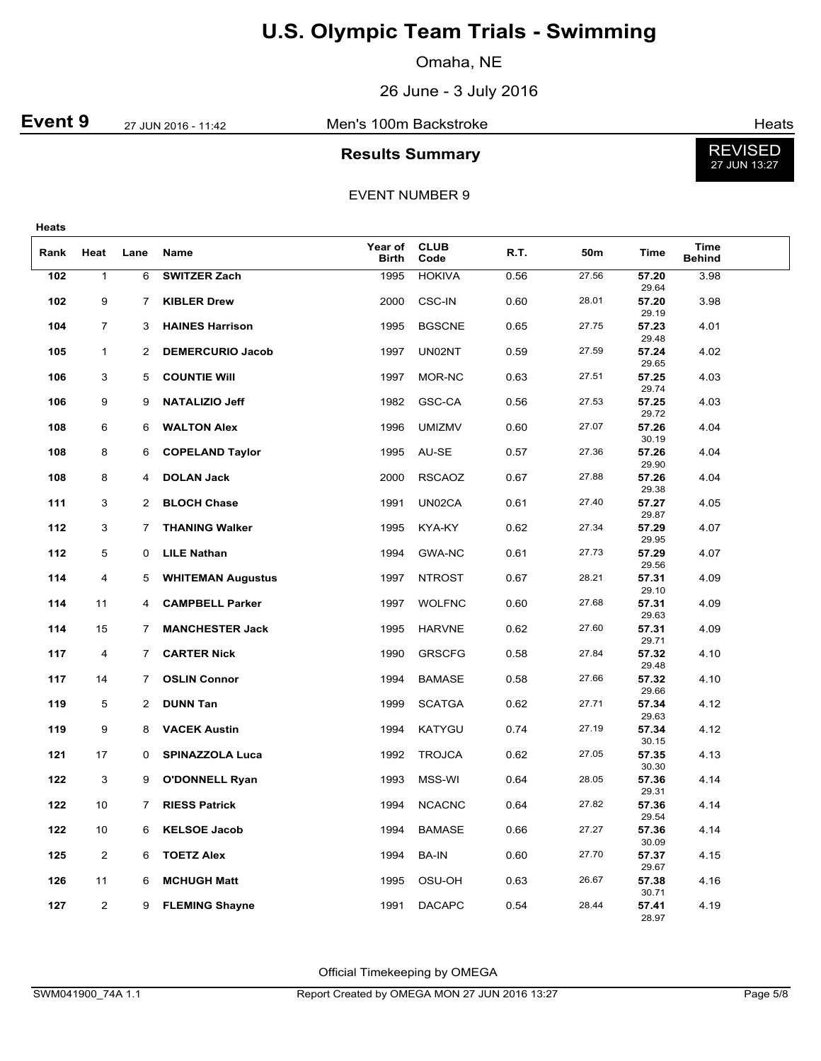# U.S. Olympic Team Trials - Swimming

Omaha, NE

26 June - 3 July 2016

**Event 9** 27 JUN 2016 - 11:42 Men's 100m Backstroke Heats

## Results Summary

REVISED 27 JUN 13:27

EVENT NUMBER 9

**Heats**

| Rank | Heat | Lane | Name | Year of Birth | CLUB Code | R.T. | 50m | Time | Time Behind |
|---|---|---|---|---|---|---|---|---|---|
| 102 | 1 | 6 | SWITZER Zach | 1995 | HOKIVA | 0.56 | 27.56 | 57.20 29.64 | 3.98 |
| 102 | 9 | 7 | KIBLER Drew | 2000 | CSC-IN | 0.60 | 28.01 | 57.20 29.19 | 3.98 |
| 104 | 7 | 3 | HAINES Harrison | 1995 | BGSCNE | 0.65 | 27.75 | 57.23 29.48 | 4.01 |
| 105 | 1 | 2 | DEMERCURIO Jacob | 1997 | UN02NT | 0.59 | 27.59 | 57.24 29.65 | 4.02 |
| 106 | 3 | 5 | COUNTIE Will | 1997 | MOR-NC | 0.63 | 27.51 | 57.25 29.74 | 4.03 |
| 106 | 9 | 9 | NATALIZIO Jeff | 1982 | GSC-CA | 0.56 | 27.53 | 57.25 29.72 | 4.03 |
| 108 | 6 | 6 | WALTON Alex | 1996 | UMIZMV | 0.60 | 27.07 | 57.26 30.19 | 4.04 |
| 108 | 8 | 6 | COPELAND Taylor | 1995 | AU-SE | 0.57 | 27.36 | 57.26 29.90 | 4.04 |
| 108 | 8 | 4 | DOLAN Jack | 2000 | RSCAOZ | 0.67 | 27.88 | 57.26 29.38 | 4.04 |
| 111 | 3 | 2 | BLOCH Chase | 1991 | UN02CA | 0.61 | 27.40 | 57.27 29.87 | 4.05 |
| 112 | 3 | 7 | THANING Walker | 1995 | KYA-KY | 0.62 | 27.34 | 57.29 29.95 | 4.07 |
| 112 | 5 | 0 | LILE Nathan | 1994 | GWA-NC | 0.61 | 27.73 | 57.29 29.56 | 4.07 |
| 114 | 4 | 5 | WHITEMAN Augustus | 1997 | NTROST | 0.67 | 28.21 | 57.31 29.10 | 4.09 |
| 114 | 11 | 4 | CAMPBELL Parker | 1997 | WOLFNC | 0.60 | 27.68 | 57.31 29.63 | 4.09 |
| 114 | 15 | 7 | MANCHESTER Jack | 1995 | HARVNE | 0.62 | 27.60 | 57.31 29.71 | 4.09 |
| 117 | 4 | 7 | CARTER Nick | 1990 | GRSCFG | 0.58 | 27.84 | 57.32 29.48 | 4.10 |
| 117 | 14 | 7 | OSLIN Connor | 1994 | BAMASE | 0.58 | 27.66 | 57.32 29.66 | 4.10 |
| 119 | 5 | 2 | DUNN Tan | 1999 | SCATGA | 0.62 | 27.71 | 57.34 29.63 | 4.12 |
| 119 | 9 | 8 | VACEK Austin | 1994 | KATYGU | 0.74 | 27.19 | 57.34 30.15 | 4.12 |
| 121 | 17 | 0 | SPINAZZOLA Luca | 1992 | TROJCA | 0.62 | 27.05 | 57.35 30.30 | 4.13 |
| 122 | 3 | 9 | O'DONNELL Ryan | 1993 | MSS-WI | 0.64 | 28.05 | 57.36 29.31 | 4.14 |
| 122 | 10 | 7 | RIESS Patrick | 1994 | NCACNC | 0.64 | 27.82 | 57.36 29.54 | 4.14 |
| 122 | 10 | 6 | KELSOE Jacob | 1994 | BAMASE | 0.66 | 27.27 | 57.36 30.09 | 4.14 |
| 125 | 2 | 6 | TOETZ Alex | 1994 | BA-IN | 0.60 | 27.70 | 57.37 29.67 | 4.15 |
| 126 | 11 | 6 | MCHUGH Matt | 1995 | OSU-OH | 0.63 | 26.67 | 57.38 30.71 | 4.16 |
| 127 | 2 | 9 | FLEMING Shayne | 1991 | DACAPC | 0.54 | 28.44 | 57.41 28.97 | 4.19 |

Official Timekeeping by OMEGA

SWM041900_74A 1.1 Report Created by OMEGA MON 27 JUN 2016 13:27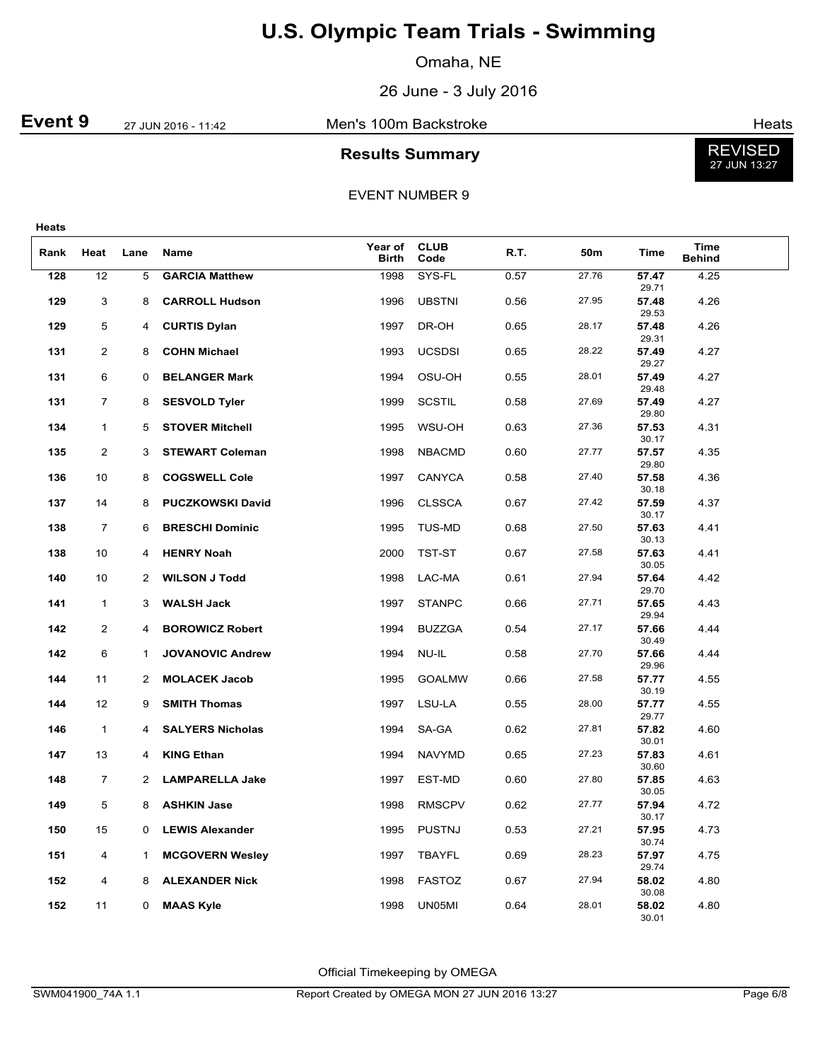# U.S. Olympic Team Trials - Swimming

Omaha, NE

26 June - 3 July 2016

**Event 9** 27 JUN 2016 - 11:42 Men's 100m Backstroke Heats

## Results Summary

REVISED 27 JUN 13:27

EVENT NUMBER 9

**Heats**

| Rank | Heat | Lane | Name | Year of Birth | CLUB Code | R.T. | 50m | Time | Time Behind |
|---|---|---|---|---|---|---|---|---|---|
| **128** | 12 | 5 | **GARCIA Matthew** | 1998 | SYS-FL | 0.57 | 27.76 | **57.47** 29.71 | 4.25 |
| **129** | 3 | 8 | **CARROLL Hudson** | 1996 | UBSTNI | 0.56 | 27.95 | **57.48** 29.53 | 4.26 |
| **129** | 5 | 4 | **CURTIS Dylan** | 1997 | DR-OH | 0.65 | 28.17 | **57.48** 29.31 | 4.26 |
| **131** | 2 | 8 | **COHN Michael** | 1993 | UCSDSI | 0.65 | 28.22 | **57.49** 29.27 | 4.27 |
| **131** | 6 | 0 | **BELANGER Mark** | 1994 | OSU-OH | 0.55 | 28.01 | **57.49** 29.48 | 4.27 |
| **131** | 7 | 8 | **SESVOLD Tyler** | 1999 | SCSTIL | 0.58 | 27.69 | **57.49** 29.80 | 4.27 |
| **134** | 1 | 5 | **STOVER Mitchell** | 1995 | WSU-OH | 0.63 | 27.36 | **57.53** 30.17 | 4.31 |
| **135** | 2 | 3 | **STEWART Coleman** | 1998 | NBACMD | 0.60 | 27.77 | **57.57** 29.80 | 4.35 |
| **136** | 10 | 8 | **COGSWELL Cole** | 1997 | CANYCA | 0.58 | 27.40 | **57.58** 30.18 | 4.36 |
| **137** | 14 | 8 | **PUCZKOWSKI David** | 1996 | CLSSCA | 0.67 | 27.42 | **57.59** 30.17 | 4.37 |
| **138** | 7 | 6 | **BRESCHI Dominic** | 1995 | TUS-MD | 0.68 | 27.50 | **57.63** 30.13 | 4.41 |
| **138** | 10 | 4 | **HENRY Noah** | 2000 | TST-ST | 0.67 | 27.58 | **57.63** 30.05 | 4.41 |
| **140** | 10 | 2 | **WILSON J Todd** | 1998 | LAC-MA | 0.61 | 27.94 | **57.64** 29.70 | 4.42 |
| **141** | 1 | 3 | **WALSH Jack** | 1997 | STANPC | 0.66 | 27.71 | **57.65** 29.94 | 4.43 |
| **142** | 2 | 4 | **BOROWICZ Robert** | 1994 | BUZZGA | 0.54 | 27.17 | **57.66** 30.49 | 4.44 |
| **142** | 6 | 1 | **JOVANOVIC Andrew** | 1994 | NU-IL | 0.58 | 27.70 | **57.66** 29.96 | 4.44 |
| **144** | 11 | 2 | **MOLACEK Jacob** | 1995 | GOALMW | 0.66 | 27.58 | **57.77** 30.19 | 4.55 |
| **144** | 12 | 9 | **SMITH Thomas** | 1997 | LSU-LA | 0.55 | 28.00 | **57.77** 29.77 | 4.55 |
| **146** | 1 | 4 | **SALYERS Nicholas** | 1994 | SA-GA | 0.62 | 27.81 | **57.82** 30.01 | 4.60 |
| **147** | 13 | 4 | **KING Ethan** | 1994 | NAVYMD | 0.65 | 27.23 | **57.83** 30.60 | 4.61 |
| **148** | 7 | 2 | **LAMPARELLA Jake** | 1997 | EST-MD | 0.60 | 27.80 | **57.85** 30.05 | 4.63 |
| **149** | 5 | 8 | **ASHKIN Jase** | 1998 | RMSCPV | 0.62 | 27.77 | **57.94** 30.17 | 4.72 |
| **150** | 15 | 0 | **LEWIS Alexander** | 1995 | PUSTNJ | 0.53 | 27.21 | **57.95** 30.74 | 4.73 |
| **151** | 4 | 1 | **MCGOVERN Wesley** | 1997 | TBAYFL | 0.69 | 28.23 | **57.97** 29.74 | 4.75 |
| **152** | 4 | 8 | **ALEXANDER Nick** | 1998 | FASTOZ | 0.67 | 27.94 | **58.02** 30.08 | 4.80 |
| **152** | 11 | 0 | **MAAS Kyle** | 1998 | UN05MI | 0.64 | 28.01 | **58.02** 30.01 | 4.80 |

Official Timekeeping by OMEGA

SWM041900_74A 1.1 Report Created by OMEGA MON 27 JUN 2016 13:27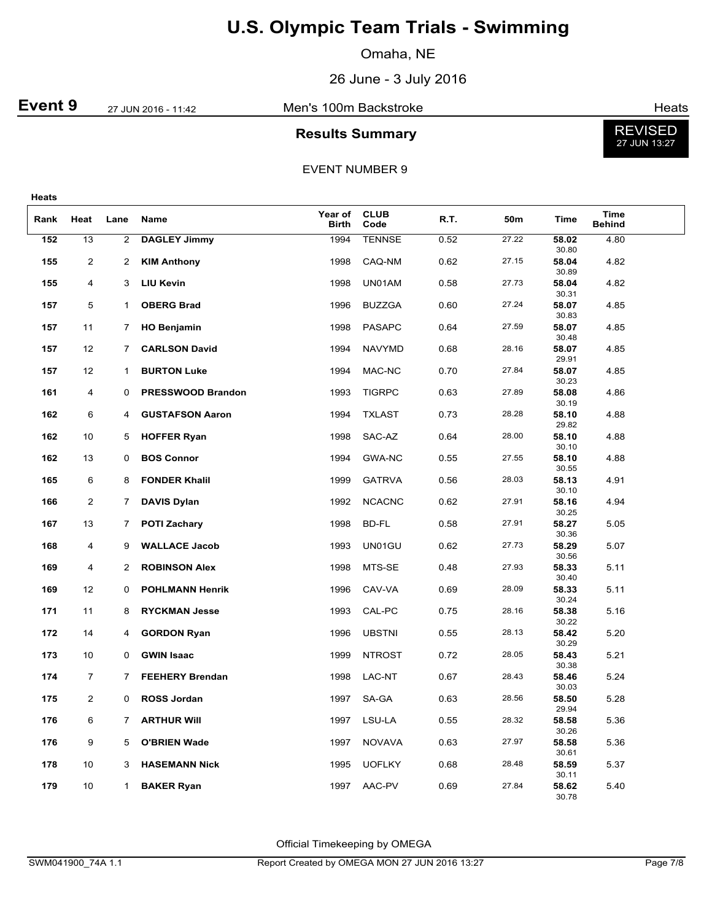# U.S. Olympic Team Trials - Swimming

Omaha, NE

26 June - 3 July 2016

**Event 9** 27 JUN 2016 - 11:42 Men's 100m Backstroke Heats

## Results Summary

REVISED 27 JUN 13:27

EVENT NUMBER 9

**Heats**

| Rank | Heat | Lane | Name | Year of Birth | CLUB Code | R.T. | 50m | Time | Time Behind |
|---|---|---|---|---|---|---|---|---|---|
| **152** | 13 | 2 | **DAGLEY Jimmy** | 1994 | TENNSE | 0.52 | 27.22 | **58.02** 30.80 | 4.80 |
| **155** | 2 | 2 | **KIM Anthony** | 1998 | CAQ-NM | 0.62 | 27.15 | **58.04** 30.89 | 4.82 |
| **155** | 4 | 3 | **LIU Kevin** | 1998 | UN01AM | 0.58 | 27.73 | **58.04** 30.31 | 4.82 |
| **157** | 5 | 1 | **OBERG Brad** | 1996 | BUZZGA | 0.60 | 27.24 | **58.07** 30.83 | 4.85 |
| **157** | 11 | 7 | **HO Benjamin** | 1998 | PASAPC | 0.64 | 27.59 | **58.07** 30.48 | 4.85 |
| **157** | 12 | 7 | **CARLSON David** | 1994 | NAVYMD | 0.68 | 28.16 | **58.07** 29.91 | 4.85 |
| **157** | 12 | 1 | **BURTON Luke** | 1994 | MAC-NC | 0.70 | 27.84 | **58.07** 30.23 | 4.85 |
| **161** | 4 | 0 | **PRESSWOOD Brandon** | 1993 | TIGRPC | 0.63 | 27.89 | **58.08** 30.19 | 4.86 |
| **162** | 6 | 4 | **GUSTAFSON Aaron** | 1994 | TXLAST | 0.73 | 28.28 | **58.10** 29.82 | 4.88 |
| **162** | 10 | 5 | **HOFFER Ryan** | 1998 | SAC-AZ | 0.64 | 28.00 | **58.10** 30.10 | 4.88 |
| **162** | 13 | 0 | **BOS Connor** | 1994 | GWA-NC | 0.55 | 27.55 | **58.10** 30.55 | 4.88 |
| **165** | 6 | 8 | **FONDER Khalil** | 1999 | GATRVA | 0.56 | 28.03 | **58.13** 30.10 | 4.91 |
| **166** | 2 | 7 | **DAVIS Dylan** | 1992 | NCACNC | 0.62 | 27.91 | **58.16** 30.25 | 4.94 |
| **167** | 13 | 7 | **POTI Zachary** | 1998 | BD-FL | 0.58 | 27.91 | **58.27** 30.36 | 5.05 |
| **168** | 4 | 9 | **WALLACE Jacob** | 1993 | UN01GU | 0.62 | 27.73 | **58.29** 30.56 | 5.07 |
| **169** | 4 | 2 | **ROBINSON Alex** | 1998 | MTS-SE | 0.48 | 27.93 | **58.33** 30.40 | 5.11 |
| **169** | 12 | 0 | **POHLMANN Henrik** | 1996 | CAV-VA | 0.69 | 28.09 | **58.33** 30.24 | 5.11 |
| **171** | 11 | 8 | **RYCKMAN Jesse** | 1993 | CAL-PC | 0.75 | 28.16 | **58.38** 30.22 | 5.16 |
| **172** | 14 | 4 | **GORDON Ryan** | 1996 | UBSTNI | 0.55 | 28.13 | **58.42** 30.29 | 5.20 |
| **173** | 10 | 0 | **GWIN Isaac** | 1999 | NTROST | 0.72 | 28.05 | **58.43** 30.38 | 5.21 |
| **174** | 7 | 7 | **FEEHERY Brendan** | 1998 | LAC-NT | 0.67 | 28.43 | **58.46** 30.03 | 5.24 |
| **175** | 2 | 0 | **ROSS Jordan** | 1997 | SA-GA | 0.63 | 28.56 | **58.50** 29.94 | 5.28 |
| **176** | 6 | 7 | **ARTHUR Will** | 1997 | LSU-LA | 0.55 | 28.32 | **58.58** 30.26 | 5.36 |
| **176** | 9 | 5 | **O'BRIEN Wade** | 1997 | NOVAVA | 0.63 | 27.97 | **58.58** 30.61 | 5.36 |
| **178** | 10 | 3 | **HASEMANN Nick** | 1995 | UOFLKY | 0.68 | 28.48 | **58.59** 30.11 | 5.37 |
| **179** | 10 | 1 | **BAKER Ryan** | 1997 | AAC-PV | 0.69 | 27.84 | **58.62** 30.78 | 5.40 |

Official Timekeeping by OMEGA

SWM041900_74A 1.1 Report Created by OMEGA MON 27 JUN 2016 13:27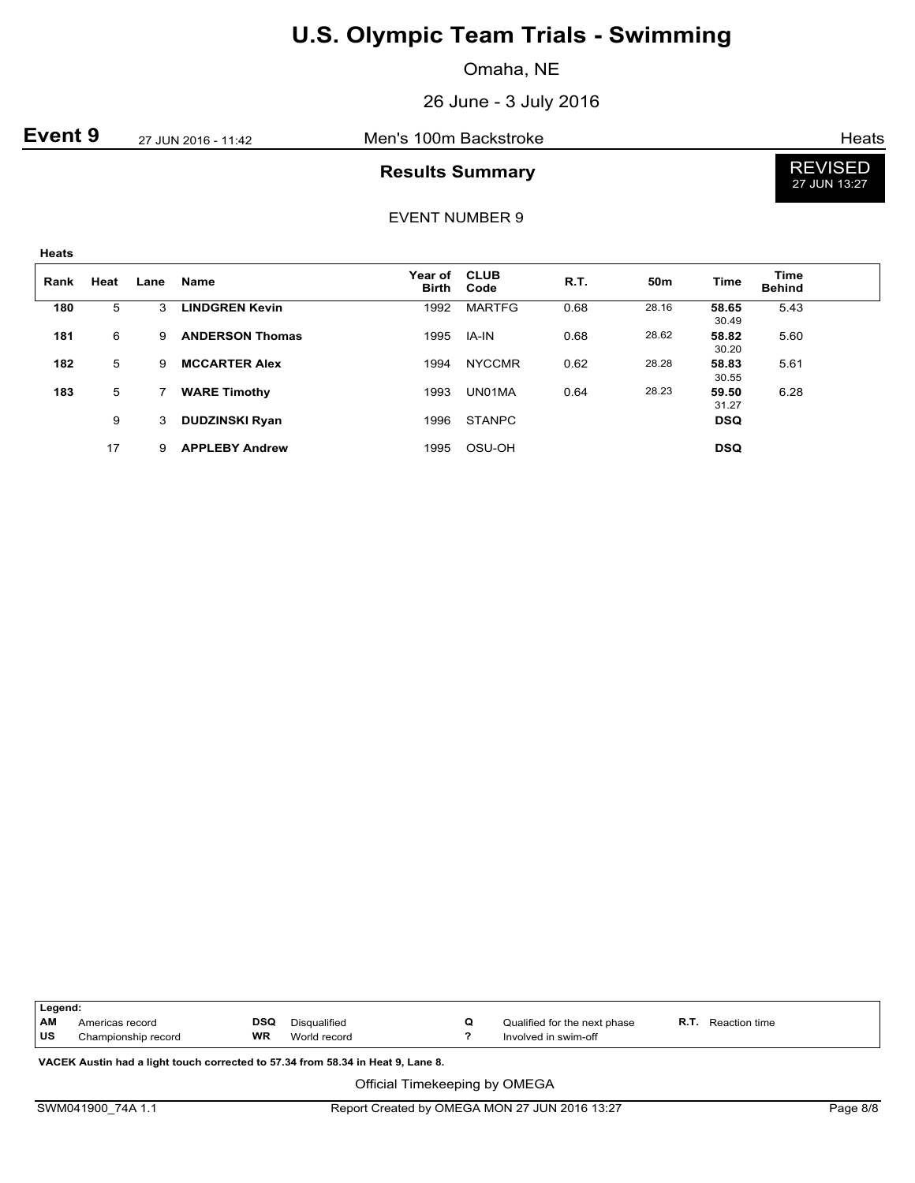# U.S. Olympic Team Trials - Swimming

Omaha, NE

26 June - 3 July 2016

**Event 9** 27 JUN 2016 - 11:42 Men's 100m Backstroke Heats

## Results Summary

REVISED 27 JUN 13:27

EVENT NUMBER 9

**Heats**

| Rank | Heat | Lane | Name | Year of Birth | CLUB Code | R.T. | 50m | Time | Time Behind |
|---|---|---|---|---|---|---|---|---|---|
| **180** | 5 | 3 | **LINDGREN Kevin** | 1992 | MARTFG | 0.68 | 28.16 | **58.65** 30.49 | 5.43 |
| **181** | 6 | 9 | **ANDERSON Thomas** | 1995 | IA-IN | 0.68 | 28.62 | **58.82** 30.20 | 5.60 |
| **182** | 5 | 9 | **MCCARTER Alex** | 1994 | NYCCMR | 0.62 | 28.28 | **58.83** 30.55 | 5.61 |
| **183** | 5 | 7 | **WARE Timothy** | 1993 | UN01MA | 0.64 | 28.23 | **59.50** 31.27 | 6.28 |
| | 9 | 3 | **DUDZINSKI Ryan** | 1996 | STANPC | | | **DSQ** | |
| | 17 | 9 | **APPLEBY Andrew** | 1995 | OSU-OH | | | **DSQ** | |

**Legend:**

| | | | | | | | |
|---|---|---|---|---|---|---|---|
| **AM** | Americas record | **DSQ** | Disqualified | **Q** | Qualified for the next phase | **R.T.** | Reaction time |
| **US** | Championship record | **WR** | World record | **?** | Involved in swim-off | | |

**VACEK Austin had a light touch corrected to 57.34 from 58.34 in Heat 9, Lane 8.**

Official Timekeeping by OMEGA

SWM041900_74A 1.1 Report Created by OMEGA MON 27 JUN 2016 13:27